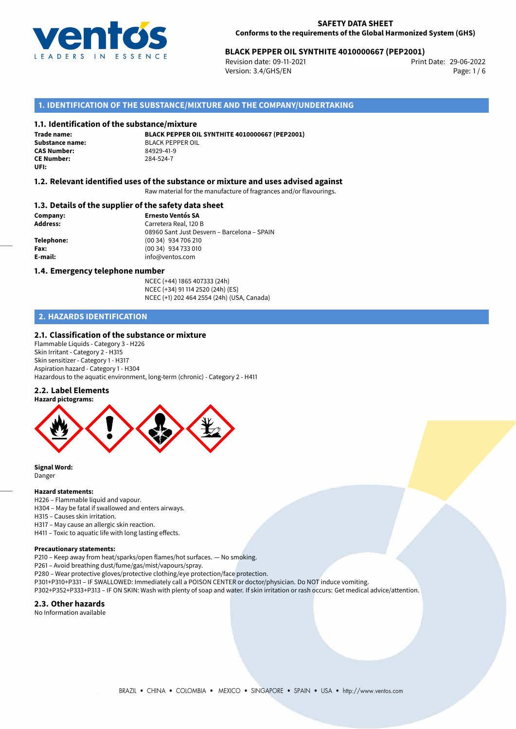**SAFETY DATA SHEET**
**Conforms to the requirements of the Global Harmonized System (GHS)**

**BLACK PEPPER OIL SYNTHITE 4010000667 (PEP2001)**

Revision date: 09-11-2021
Version: 3.4/GHS/EN
Print Date: 29-06-2022

## 1. IDENTIFICATION OF THE SUBSTANCE/MIXTURE AND THE COMPANY/UNDERTAKING

### 1.1. Identification of the substance/mixture

**Trade name:** **BLACK PEPPER OIL SYNTHITE 4010000667 (PEP2001)**
**Substance name:** BLACK PEPPER OIL
**CAS Number:** 84929-41-9
**CE Number:** 284-524-7
**UFI:**

### 1.2. Relevant identified uses of the substance or mixture and uses advised against

Raw material for the manufacture of fragrances and/or flavourings.

### 1.3. Details of the supplier of the safety data sheet

**Company:** **Ernesto Ventós SA**
**Address:** Carretera Real, 120 B
08960 Sant Just Desvern – Barcelona – SPAIN
**Telephone:** (00 34) 934 706 210
**Fax:** (00 34) 934 733 010
**E-mail:** info@ventos.com

### 1.4. Emergency telephone number

NCEC (+44) 1865 407333 (24h)
NCEC (+34) 91 114 2520 (24h) (ES)
NCEC (+1) 202 464 2554 (24h) (USA, Canada)

## 2. HAZARDS IDENTIFICATION

### 2.1. Classification of the substance or mixture

Flammable Liquids - Category 3 - H226
Skin Irritant - Category 2 - H315
Skin sensitizer - Category 1 - H317
Aspiration hazard - Category 1 - H304
Hazardous to the aquatic environment, long-term (chronic) - Category 2 - H411

### 2.2. Label Elements

**Hazard pictograms:**

**Signal Word:**
Danger

**Hazard statements:**
H226 – Flammable liquid and vapour.
H304 – May be fatal if swallowed and enters airways.
H315 – Causes skin irritation.
H317 – May cause an allergic skin reaction.
H411 – Toxic to aquatic life with long lasting effects.

**Precautionary statements:**
P210 – Keep away from heat/sparks/open flames/hot surfaces. — No smoking.
P261 – Avoid breathing dust/fume/gas/mist/vapours/spray.
P280 – Wear protective gloves/protective clothing/eye protection/face protection.
P301+P310+P331 – IF SWALLOWED: Immediately call a POISON CENTER or doctor/physician. Do NOT induce vomiting.
P302+P352+P333+P313 – IF ON SKIN: Wash with plenty of soap and water. If skin irritation or rash occurs: Get medical advice/attention.

### 2.3. Other hazards

No Information available

BRAZIL • CHINA • COLOMBIA • MEXICO • SINGAPORE • SPAIN • USA • http://www.ventos.com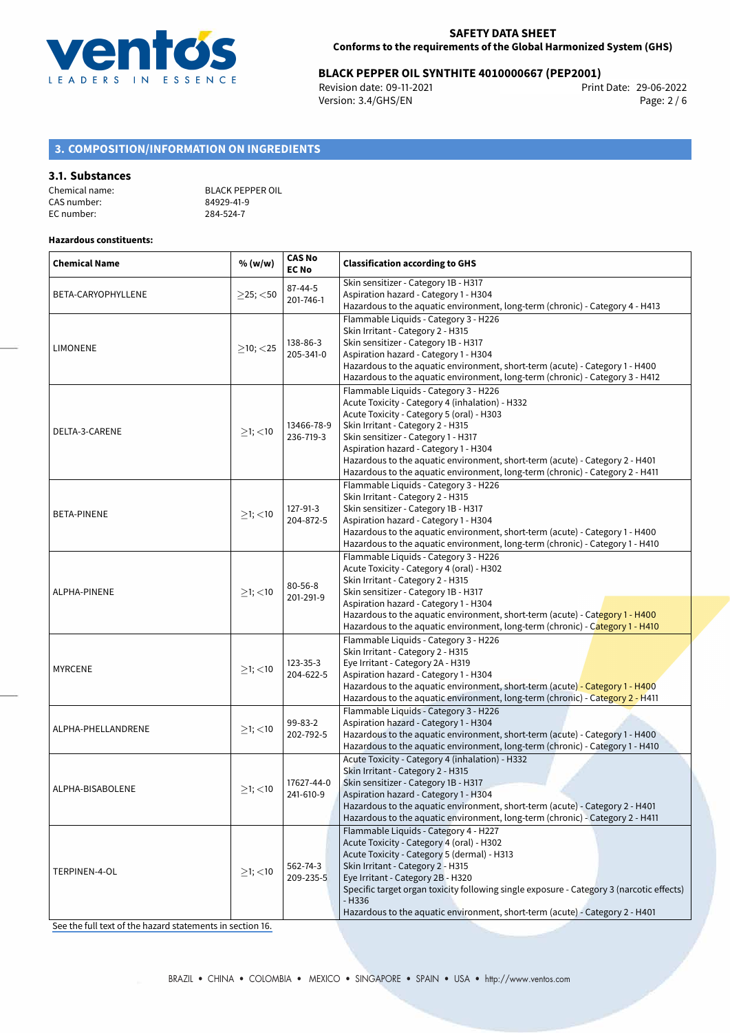## 3. COMPOSITION/INFORMATION ON INGREDIENTS

### 3.1. Substances

Chemical name: BLACK PEPPER OIL
CAS number: 84929-41-9
EC number: 284-524-7

**Hazardous constituents:**

| Chemical Name | % (w/w) | CAS No EC No | Classification according to GHS |
|---|---|---|---|
| BETA-CARYOPHYLLENE | ≥25; <50 | 87-44-5 201-746-1 | Skin sensitizer - Category 1B - H317<br>Aspiration hazard - Category 1 - H304<br>Hazardous to the aquatic environment, long-term (chronic) - Category 4 - H413 |
| LIMONENE | ≥10; <25 | 138-86-3 205-341-0 | Flammable Liquids - Category 3 - H226<br>Skin Irritant - Category 2 - H315<br>Skin sensitizer - Category 1B - H317<br>Aspiration hazard - Category 1 - H304<br>Hazardous to the aquatic environment, short-term (acute) - Category 1 - H400<br>Hazardous to the aquatic environment, long-term (chronic) - Category 3 - H412 |
| DELTA-3-CARENE | ≥1; <10 | 13466-78-9 236-719-3 | Flammable Liquids - Category 3 - H226<br>Acute Toxicity - Category 4 (inhalation) - H332<br>Acute Toxicity - Category 5 (oral) - H303<br>Skin Irritant - Category 2 - H315<br>Skin sensitizer - Category 1 - H317<br>Aspiration hazard - Category 1 - H304<br>Hazardous to the aquatic environment, short-term (acute) - Category 2 - H401<br>Hazardous to the aquatic environment, long-term (chronic) - Category 2 - H411 |
| BETA-PINENE | ≥1; <10 | 127-91-3 204-872-5 | Flammable Liquids - Category 3 - H226<br>Skin Irritant - Category 2 - H315<br>Skin sensitizer - Category 1B - H317<br>Aspiration hazard - Category 1 - H304<br>Hazardous to the aquatic environment, short-term (acute) - Category 1 - H400<br>Hazardous to the aquatic environment, long-term (chronic) - Category 1 - H410 |
| ALPHA-PINENE | ≥1; <10 | 80-56-8 201-291-9 | Flammable Liquids - Category 3 - H226<br>Acute Toxicity - Category 4 (oral) - H302<br>Skin Irritant - Category 2 - H315<br>Skin sensitizer - Category 1B - H317<br>Aspiration hazard - Category 1 - H304<br>Hazardous to the aquatic environment, short-term (acute) - Category 1 - H400<br>Hazardous to the aquatic environment, long-term (chronic) - Category 1 - H410 |
| MYRCENE | ≥1; <10 | 123-35-3 204-622-5 | Flammable Liquids - Category 3 - H226<br>Skin Irritant - Category 2 - H315<br>Eye Irritant - Category 2A - H319<br>Aspiration hazard - Category 1 - H304<br>Hazardous to the aquatic environment, short-term (acute) - Category 1 - H400<br>Hazardous to the aquatic environment, long-term (chronic) - Category 2 - H411 |
| ALPHA-PHELLANDRENE | ≥1; <10 | 99-83-2 202-792-5 | Flammable Liquids - Category 3 - H226<br>Aspiration hazard - Category 1 - H304<br>Hazardous to the aquatic environment, short-term (acute) - Category 1 - H400<br>Hazardous to the aquatic environment, long-term (chronic) - Category 1 - H410 |
| ALPHA-BISABOLENE | ≥1; <10 | 17627-44-0 241-610-9 | Acute Toxicity - Category 4 (inhalation) - H332<br>Skin Irritant - Category 2 - H315<br>Skin sensitizer - Category 1B - H317<br>Aspiration hazard - Category 1 - H304<br>Hazardous to the aquatic environment, short-term (acute) - Category 2 - H401<br>Hazardous to the aquatic environment, long-term (chronic) - Category 2 - H411 |
| TERPINEN-4-OL | ≥1; <10 | 562-74-3 209-235-5 | Flammable Liquids - Category 4 - H227<br>Acute Toxicity - Category 4 (oral) - H302<br>Acute Toxicity - Category 5 (dermal) - H313<br>Skin Irritant - Category 2 - H315<br>Eye Irritant - Category 2B - H320<br>Specific target organ toxicity following single exposure - Category 3 (narcotic effects) - H336<br>Hazardous to the aquatic environment, short-term (acute) - Category 2 - H401 |

See the full text of the hazard statements in section 16.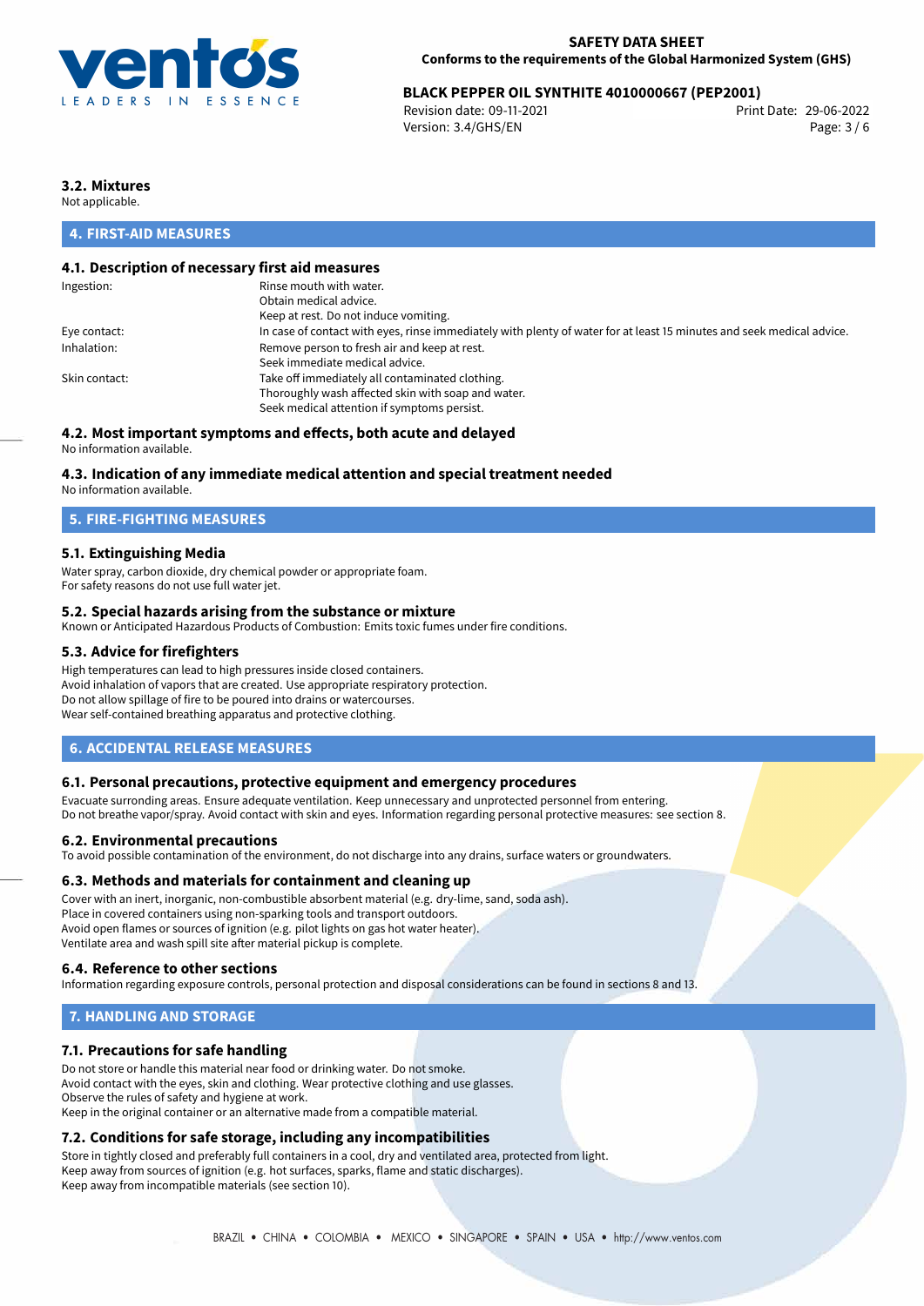### 3.2. Mixtures

Not applicable.

## 4. FIRST-AID MEASURES

### 4.1. Description of necessary first aid measures

| | |
|---|---|
| Ingestion: | Rinse mouth with water.<br>Obtain medical advice.<br>Keep at rest. Do not induce vomiting. |
| Eye contact: | In case of contact with eyes, rinse immediately with plenty of water for at least 15 minutes and seek medical advice. |
| Inhalation: | Remove person to fresh air and keep at rest.<br>Seek immediate medical advice. |
| Skin contact: | Take off immediately all contaminated clothing.<br>Thoroughly wash affected skin with soap and water.<br>Seek medical attention if symptoms persist. |

### 4.2. Most important symptoms and effects, both acute and delayed

No information available.

### 4.3. Indication of any immediate medical attention and special treatment needed

No information available.

## 5. FIRE-FIGHTING MEASURES

### 5.1. Extinguishing Media

Water spray, carbon dioxide, dry chemical powder or appropriate foam.
For safety reasons do not use full water jet.

### 5.2. Special hazards arising from the substance or mixture

Known or Anticipated Hazardous Products of Combustion: Emits toxic fumes under fire conditions.

### 5.3. Advice for firefighters

High temperatures can lead to high pressures inside closed containers.
Avoid inhalation of vapors that are created. Use appropriate respiratory protection.
Do not allow spillage of fire to be poured into drains or watercourses.
Wear self-contained breathing apparatus and protective clothing.

## 6. ACCIDENTAL RELEASE MEASURES

### 6.1. Personal precautions, protective equipment and emergency procedures

Evacuate surronding areas. Ensure adequate ventilation. Keep unnecessary and unprotected personnel from entering.
Do not breathe vapor/spray. Avoid contact with skin and eyes. Information regarding personal protective measures: see section 8.

### 6.2. Environmental precautions

To avoid possible contamination of the environment, do not discharge into any drains, surface waters or groundwaters.

### 6.3. Methods and materials for containment and cleaning up

Cover with an inert, inorganic, non-combustible absorbent material (e.g. dry-lime, sand, soda ash).
Place in covered containers using non-sparking tools and transport outdoors.
Avoid open flames or sources of ignition (e.g. pilot lights on gas hot water heater).
Ventilate area and wash spill site after material pickup is complete.

### 6.4. Reference to other sections

Information regarding exposure controls, personal protection and disposal considerations can be found in sections 8 and 13.

## 7. HANDLING AND STORAGE

### 7.1. Precautions for safe handling

Do not store or handle this material near food or drinking water. Do not smoke.
Avoid contact with the eyes, skin and clothing. Wear protective clothing and use glasses.
Observe the rules of safety and hygiene at work.
Keep in the original container or an alternative made from a compatible material.

### 7.2. Conditions for safe storage, including any incompatibilities

Store in tightly closed and preferably full containers in a cool, dry and ventilated area, protected from light.
Keep away from sources of ignition (e.g. hot surfaces, sparks, flame and static discharges).
Keep away from incompatible materials (see section 10).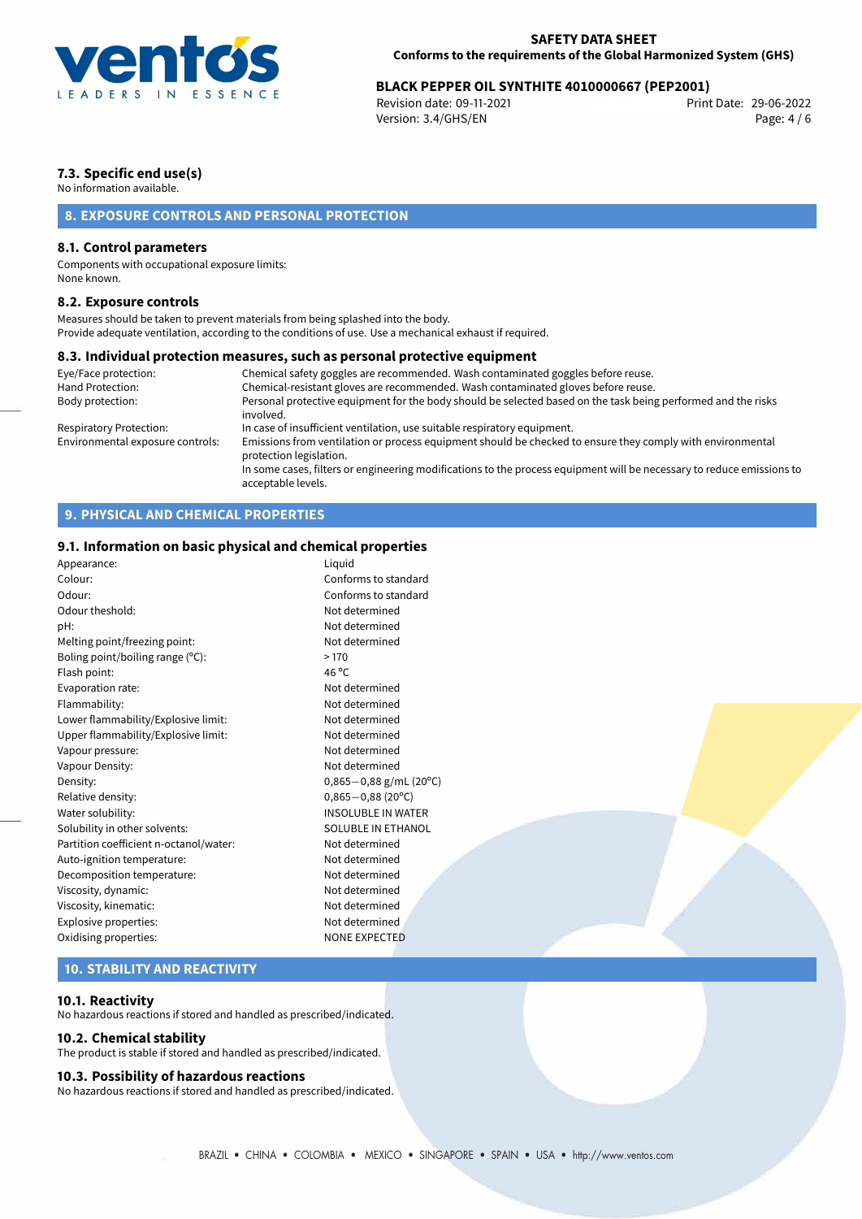### 7.3. Specific end use(s)

No information available.

## 8. EXPOSURE CONTROLS AND PERSONAL PROTECTION

### 8.1. Control parameters

Components with occupational exposure limits:
None known.

### 8.2. Exposure controls

Measures should be taken to prevent materials from being splashed into the body.
Provide adequate ventilation, according to the conditions of use. Use a mechanical exhaust if required.

### 8.3. Individual protection measures, such as personal protective equipment

| | |
|---|---|
| Eye/Face protection: | Chemical safety goggles are recommended. Wash contaminated goggles before reuse. |
| Hand Protection: | Chemical-resistant gloves are recommended. Wash contaminated gloves before reuse. |
| Body protection: | Personal protective equipment for the body should be selected based on the task being performed and the risks involved. |
| Respiratory Protection: | In case of insufficient ventilation, use suitable respiratory equipment. |
| Environmental exposure controls: | Emissions from ventilation or process equipment should be checked to ensure they comply with environmental protection legislation. In some cases, filters or engineering modifications to the process equipment will be necessary to reduce emissions to acceptable levels. |

## 9. PHYSICAL AND CHEMICAL PROPERTIES

### 9.1. Information on basic physical and chemical properties

| | |
|---|---|
| Appearance: | Liquid |
| Colour: | Conforms to standard |
| Odour: | Conforms to standard |
| Odour theshold: | Not determined |
| pH: | Not determined |
| Melting point/freezing point: | Not determined |
| Boling point/boiling range (°C): | > 170 |
| Flash point: | 46 °C |
| Evaporation rate: | Not determined |
| Flammability: | Not determined |
| Lower flammability/Explosive limit: | Not determined |
| Upper flammability/Explosive limit: | Not determined |
| Vapour pressure: | Not determined |
| Vapour Density: | Not determined |
| Density: | 0,865−0,88 g/mL (20°C) |
| Relative density: | 0,865−0,88 (20°C) |
| Water solubility: | INSOLUBLE IN WATER |
| Solubility in other solvents: | SOLUBLE IN ETHANOL |
| Partition coefficient n-octanol/water: | Not determined |
| Auto-ignition temperature: | Not determined |
| Decomposition temperature: | Not determined |
| Viscosity, dynamic: | Not determined |
| Viscosity, kinematic: | Not determined |
| Explosive properties: | Not determined |
| Oxidising properties: | NONE EXPECTED |

## 10. STABILITY AND REACTIVITY

### 10.1. Reactivity

No hazardous reactions if stored and handled as prescribed/indicated.

### 10.2. Chemical stability

The product is stable if stored and handled as prescribed/indicated.

### 10.3. Possibility of hazardous reactions

No hazardous reactions if stored and handled as prescribed/indicated.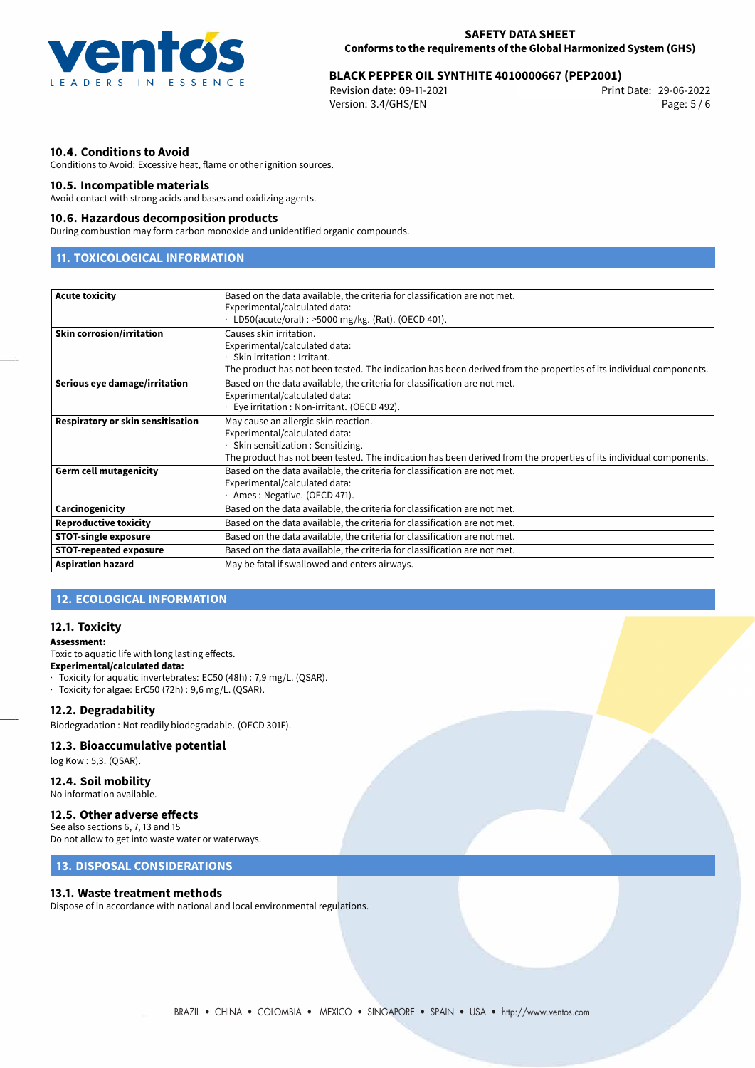### 10.4. Conditions to Avoid

Conditions to Avoid: Excessive heat, flame or other ignition sources.

### 10.5. Incompatible materials

Avoid contact with strong acids and bases and oxidizing agents.

### 10.6. Hazardous decomposition products

During combustion may form carbon monoxide and unidentified organic compounds.

## 11. TOXICOLOGICAL INFORMATION

| | |
|---|---|
| **Acute toxicity** | Based on the data available, the criteria for classification are not met.<br>Experimental/calculated data:<br>· LD50(acute/oral) : >5000 mg/kg. (Rat). (OECD 401). |
| **Skin corrosion/irritation** | Causes skin irritation.<br>Experimental/calculated data:<br>· Skin irritation : Irritant.<br>The product has not been tested. The indication has been derived from the properties of its individual components. |
| **Serious eye damage/irritation** | Based on the data available, the criteria for classification are not met.<br>Experimental/calculated data:<br>· Eye irritation : Non-irritant. (OECD 492). |
| **Respiratory or skin sensitisation** | May cause an allergic skin reaction.<br>Experimental/calculated data:<br>· Skin sensitization : Sensitizing.<br>The product has not been tested. The indication has been derived from the properties of its individual components. |
| **Germ cell mutagenicity** | Based on the data available, the criteria for classification are not met.<br>Experimental/calculated data:<br>· Ames : Negative. (OECD 471). |
| **Carcinogenicity** | Based on the data available, the criteria for classification are not met. |
| **Reproductive toxicity** | Based on the data available, the criteria for classification are not met. |
| **STOT-single exposure** | Based on the data available, the criteria for classification are not met. |
| **STOT-repeated exposure** | Based on the data available, the criteria for classification are not met. |
| **Aspiration hazard** | May be fatal if swallowed and enters airways. |

## 12. ECOLOGICAL INFORMATION

### 12.1. Toxicity

**Assessment:**
Toxic to aquatic life with long lasting effects.
**Experimental/calculated data:**
· Toxicity for aquatic invertebrates: EC50 (48h) : 7,9 mg/L. (QSAR).
· Toxicity for algae: ErC50 (72h) : 9,6 mg/L. (QSAR).

### 12.2. Degradability

Biodegradation : Not readily biodegradable. (OECD 301F).

### 12.3. Bioaccumulative potential

log Kow : 5,3. (QSAR).

### 12.4. Soil mobility

No information available.

### 12.5. Other adverse effects

See also sections 6, 7, 13 and 15
Do not allow to get into waste water or waterways.

## 13. DISPOSAL CONSIDERATIONS

### 13.1. Waste treatment methods

Dispose of in accordance with national and local environmental regulations.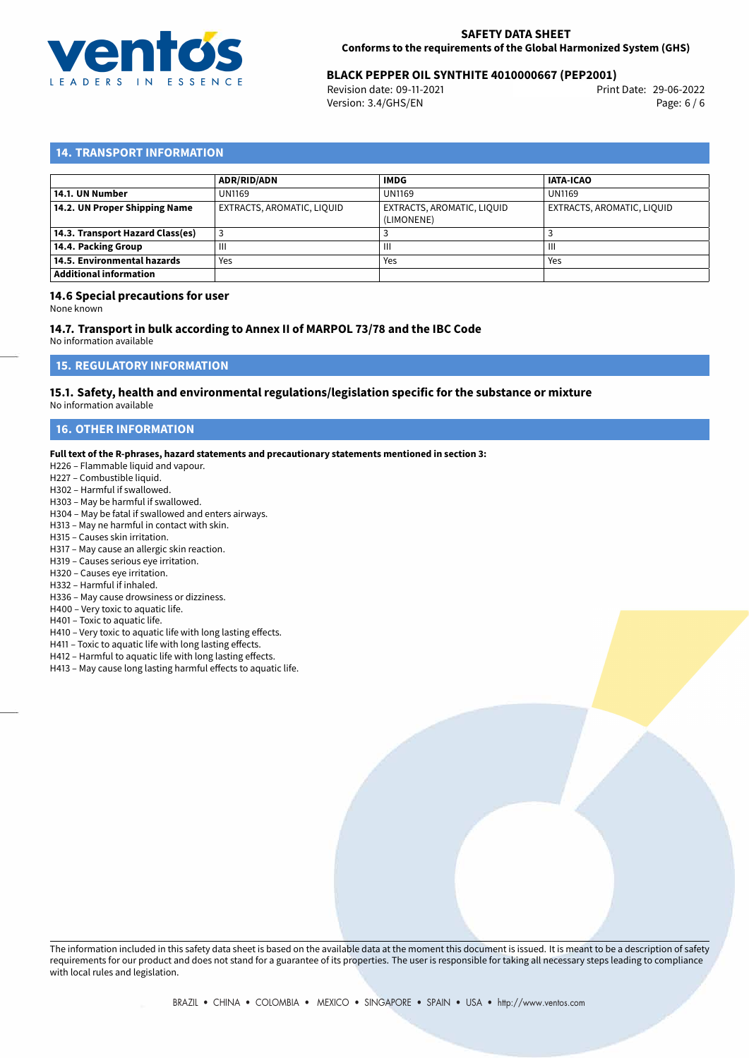## 14. TRANSPORT INFORMATION

| | ADR/RID/ADN | IMDG | IATA-ICAO |
|---|---|---|---|
| **14.1. UN Number** | UN1169 | UN1169 | UN1169 |
| **14.2. UN Proper Shipping Name** | EXTRACTS, AROMATIC, LIQUID | EXTRACTS, AROMATIC, LIQUID (LIMONENE) | EXTRACTS, AROMATIC, LIQUID |
| **14.3. Transport Hazard Class(es)** | 3 | 3 | 3 |
| **14.4. Packing Group** | III | III | III |
| **14.5. Environmental hazards** | Yes | Yes | Yes |
| **Additional information** | | | |

### 14.6 Special precautions for user

None known

### 14.7. Transport in bulk according to Annex II of MARPOL 73/78 and the IBC Code

No information available

## 15. REGULATORY INFORMATION

### 15.1. Safety, health and environmental regulations/legislation specific for the substance or mixture

No information available

## 16. OTHER INFORMATION

**Full text of the R-phrases, hazard statements and precautionary statements mentioned in section 3:**

H226 – Flammable liquid and vapour.
H227 – Combustible liquid.
H302 – Harmful if swallowed.
H303 – May be harmful if swallowed.
H304 – May be fatal if swallowed and enters airways.
H313 – May ne harmful in contact with skin.
H315 – Causes skin irritation.
H317 – May cause an allergic skin reaction.
H319 – Causes serious eye irritation.
H320 – Causes eye irritation.
H332 – Harmful if inhaled.
H336 – May cause drowsiness or dizziness.
H400 – Very toxic to aquatic life.
H401 – Toxic to aquatic life.
H410 – Very toxic to aquatic life with long lasting effects.
H411 – Toxic to aquatic life with long lasting effects.
H412 – Harmful to aquatic life with long lasting effects.
H413 – May cause long lasting harmful effects to aquatic life.

The information included in this safety data sheet is based on the available data at the moment this document is issued. It is meant to be a description of safety requirements for our product and does not stand for a guarantee of its properties. The user is responsible for taking all necessary steps leading to compliance with local rules and legislation.